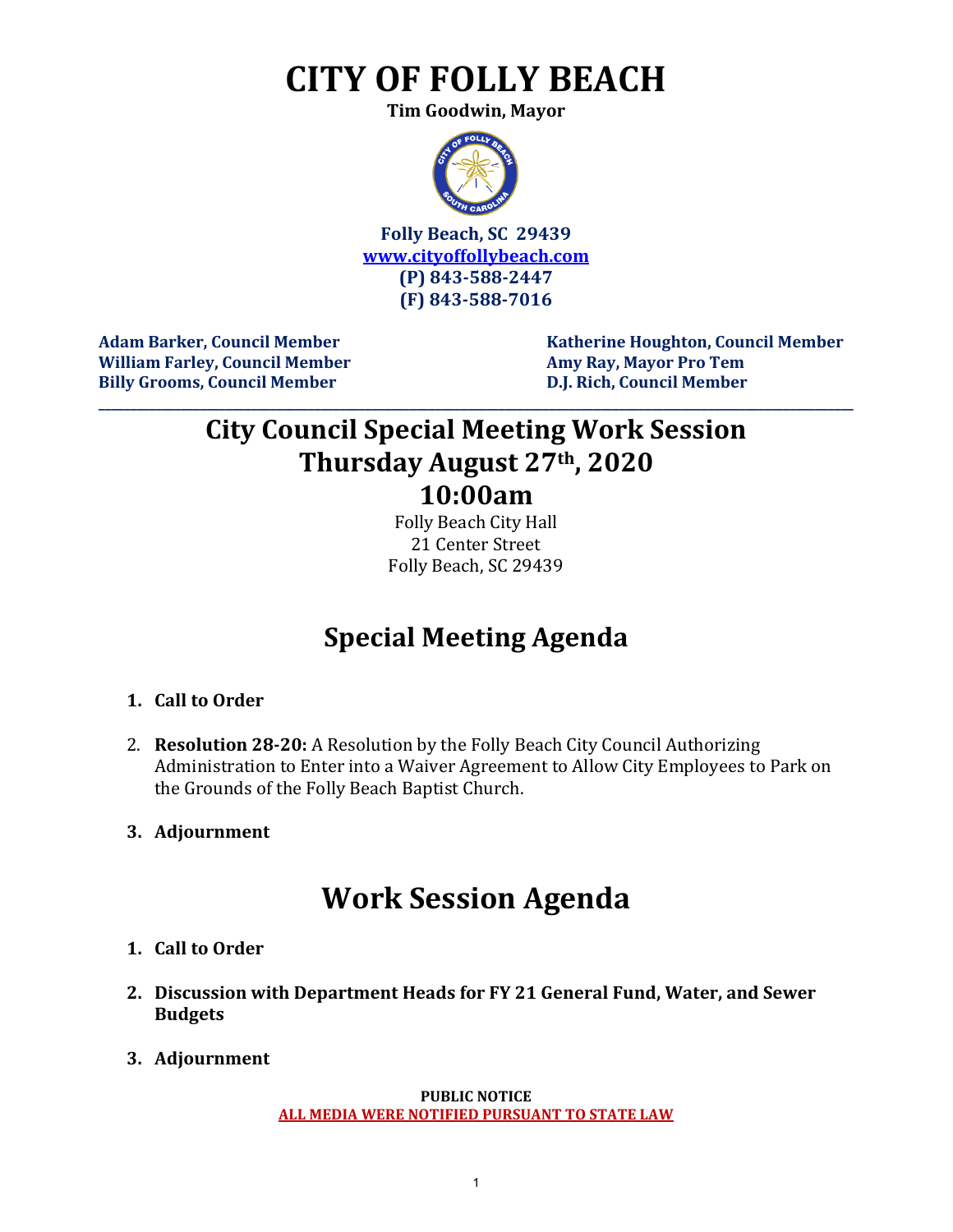# CITY OF FOLLY BEACH

**Tim Goodwin, Mayor**

**Folly Beach, SC 29439**
**www.cityoffollybeach.com**
**(P) 843-588-2447**
**(F) 843-588-7016**

**Adam Barker, Council Member**
**William Farley, Council Member**
**Billy Grooms, Council Member**
**Katherine Houghton, Council Member**
**Amy Ray, Mayor Pro Tem**
**D.J. Rich, Council Member**

---

## City Council Special Meeting Work Session
## Thursday August 27th, 2020
## 10:00am

Folly Beach City Hall
21 Center Street
Folly Beach, SC 29439

# Special Meeting Agenda

1. **Call to Order**

2. **Resolution 28-20:** A Resolution by the Folly Beach City Council Authorizing Administration to Enter into a Waiver Agreement to Allow City Employees to Park on the Grounds of the Folly Beach Baptist Church.

3. **Adjournment**

# Work Session Agenda

1. **Call to Order**

2. **Discussion with Department Heads for FY 21 General Fund, Water, and Sewer Budgets**

3. **Adjournment**

**PUBLIC NOTICE**
**ALL MEDIA WERE NOTIFIED PURSUANT TO STATE LAW**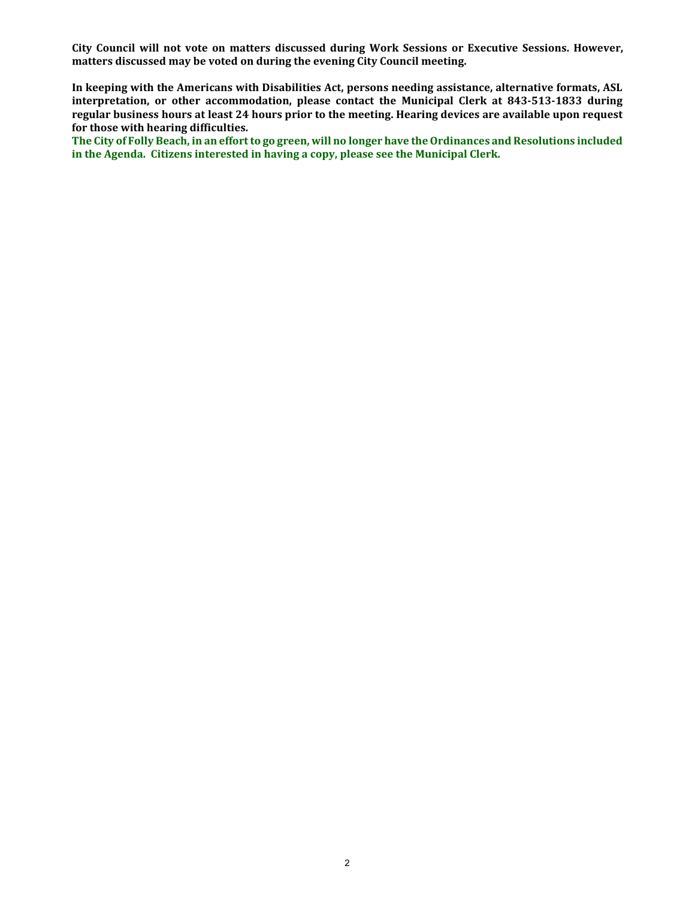**City Council will not vote on matters discussed during Work Sessions or Executive Sessions. However, matters discussed may be voted on during the evening City Council meeting.**

**In keeping with the Americans with Disabilities Act, persons needing assistance, alternative formats, ASL interpretation, or other accommodation, please contact the Municipal Clerk at 843-513-1833 during regular business hours at least 24 hours prior to the meeting. Hearing devices are available upon request for those with hearing difficulties.**

**The City of Folly Beach, in an effort to go green, will no longer have the Ordinances and Resolutions included in the Agenda. Citizens interested in having a copy, please see the Municipal Clerk.**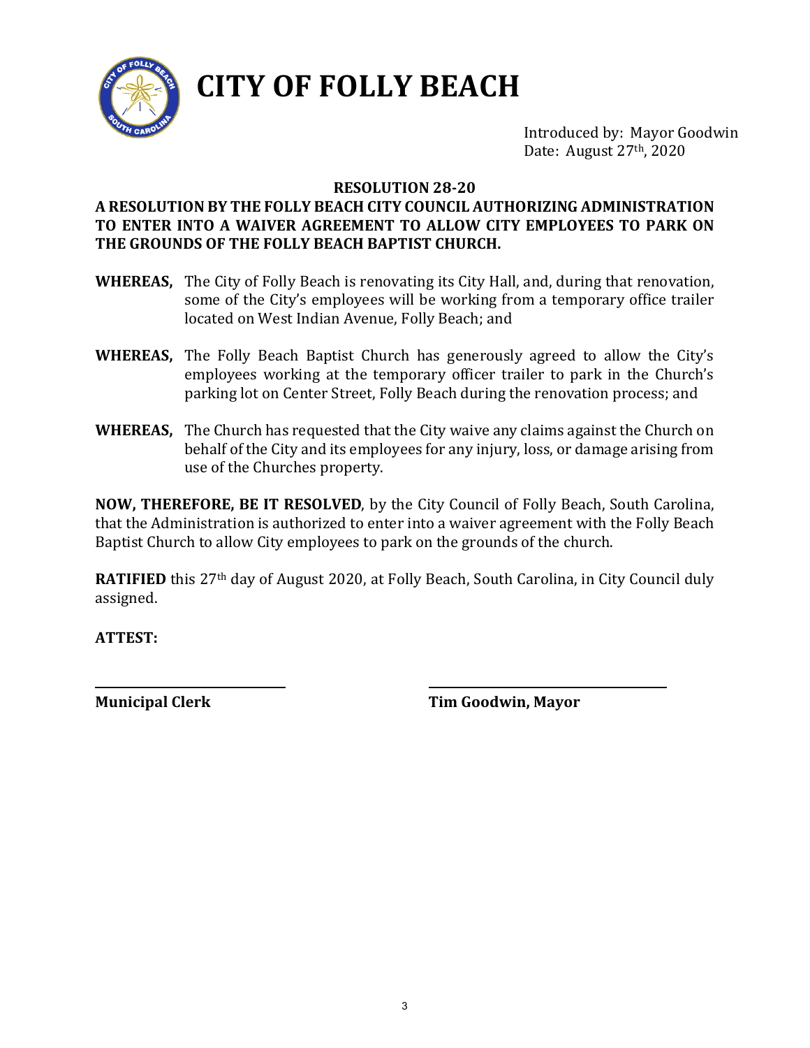# CITY OF FOLLY BEACH

Introduced by: Mayor Goodwin
Date: August 27th, 2020

**RESOLUTION 28-20**

**A RESOLUTION BY THE FOLLY BEACH CITY COUNCIL AUTHORIZING ADMINISTRATION TO ENTER INTO A WAIVER AGREEMENT TO ALLOW CITY EMPLOYEES TO PARK ON THE GROUNDS OF THE FOLLY BEACH BAPTIST CHURCH.**

**WHEREAS,** The City of Folly Beach is renovating its City Hall, and, during that renovation, some of the City's employees will be working from a temporary office trailer located on West Indian Avenue, Folly Beach; and

**WHEREAS,** The Folly Beach Baptist Church has generously agreed to allow the City's employees working at the temporary officer trailer to park in the Church's parking lot on Center Street, Folly Beach during the renovation process; and

**WHEREAS,** The Church has requested that the City waive any claims against the Church on behalf of the City and its employees for any injury, loss, or damage arising from use of the Churches property.

**NOW, THEREFORE, BE IT RESOLVED**, by the City Council of Folly Beach, South Carolina, that the Administration is authorized to enter into a waiver agreement with the Folly Beach Baptist Church to allow City employees to park on the grounds of the church.

**RATIFIED** this 27th day of August 2020, at Folly Beach, South Carolina, in City Council duly assigned.

**ATTEST:**

**Municipal Clerk**

**Tim Goodwin, Mayor**